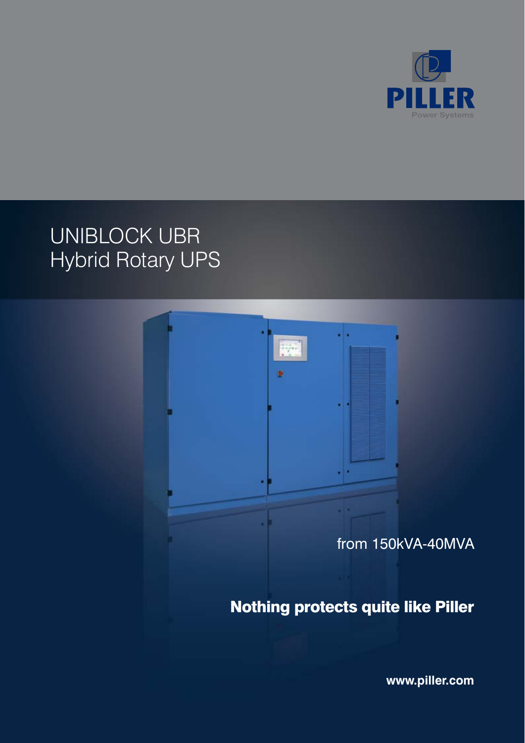PILLER

Power Systems

# UNIBLOCK UBR
# Hybrid Rotary UPS

from 150kVA-40MVA

**Nothing protects quite like Piller**

**www.piller.com**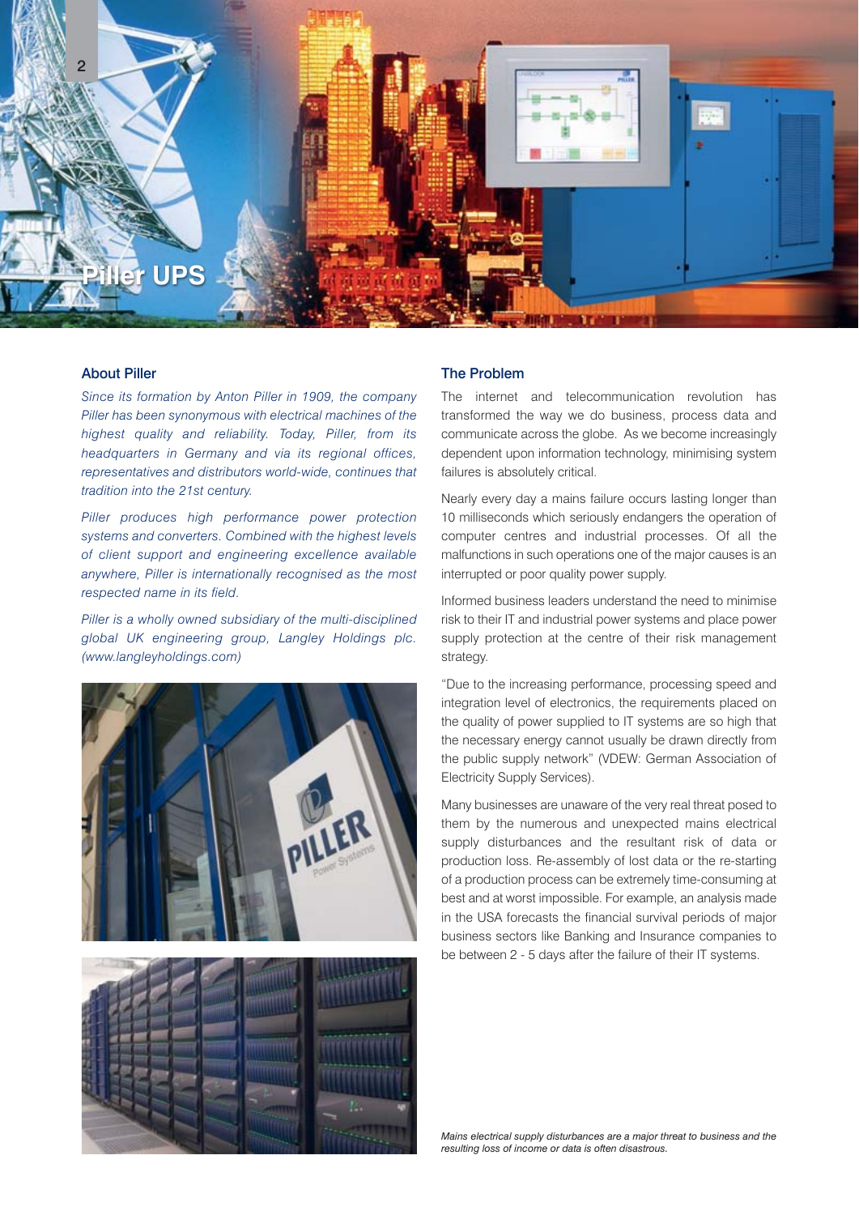# Piller UPS

## About Piller

*Since its formation by Anton Piller in 1909, the company Piller has been synonymous with electrical machines of the highest quality and reliability. Today, Piller, from its headquarters in Germany and via its regional offices, representatives and distributors world-wide, continues that tradition into the 21st century.*

*Piller produces high performance power protection systems and converters. Combined with the highest levels of client support and engineering excellence available anywhere, Piller is internationally recognised as the most respected name in its field.*

*Piller is a wholly owned subsidiary of the multi-disciplined global UK engineering group, Langley Holdings plc. (www.langleyholdings.com)*

## The Problem

The internet and telecommunication revolution has transformed the way we do business, process data and communicate across the globe. As we become increasingly dependent upon information technology, minimising system failures is absolutely critical.

Nearly every day a mains failure occurs lasting longer than 10 milliseconds which seriously endangers the operation of computer centres and industrial processes. Of all the malfunctions in such operations one of the major causes is an interrupted or poor quality power supply.

Informed business leaders understand the need to minimise risk to their IT and industrial power systems and place power supply protection at the centre of their risk management strategy.

"Due to the increasing performance, processing speed and integration level of electronics, the requirements placed on the quality of power supplied to IT systems are so high that the necessary energy cannot usually be drawn directly from the public supply network" (VDEW: German Association of Electricity Supply Services).

Many businesses are unaware of the very real threat posed to them by the numerous and unexpected mains electrical supply disturbances and the resultant risk of data or production loss. Re-assembly of lost data or the re-starting of a production process can be extremely time-consuming at best and at worst impossible. For example, an analysis made in the USA forecasts the financial survival periods of major business sectors like Banking and Insurance companies to be between 2 - 5 days after the failure of their IT systems.

*Mains electrical supply disturbances are a major threat to business and the resulting loss of income or data is often disastrous.*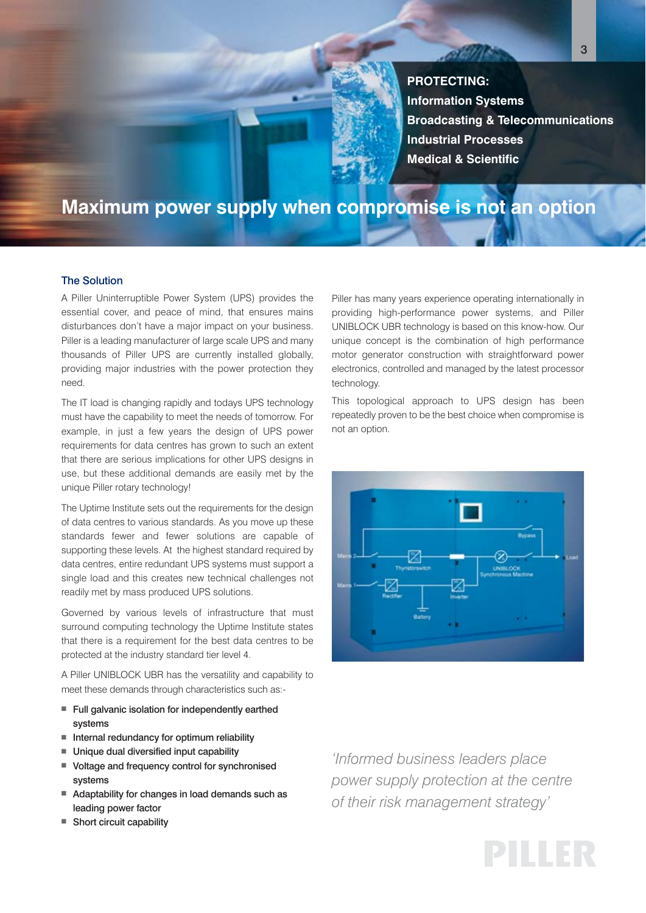**PROTECTING:**
**Information Systems**
**Broadcasting & Telecommunications**
**Industrial Processes**
**Medical & Scientific**

# Maximum power supply when compromise is not an option

## The Solution

A Piller Uninterruptible Power System (UPS) provides the essential cover, and peace of mind, that ensures mains disturbances don't have a major impact on your business. Piller is a leading manufacturer of large scale UPS and many thousands of Piller UPS are currently installed globally, providing major industries with the power protection they need.

The IT load is changing rapidly and todays UPS technology must have the capability to meet the needs of tomorrow. For example, in just a few years the design of UPS power requirements for data centres has grown to such an extent that there are serious implications for other UPS designs in use, but these additional demands are easily met by the unique Piller rotary technology!

The Uptime Institute sets out the requirements for the design of data centres to various standards. As you move up these standards fewer and fewer solutions are capable of supporting these levels. At the highest standard required by data centres, entire redundant UPS systems must support a single load and this creates new technical challenges not readily met by mass produced UPS solutions.

Governed by various levels of infrastructure that must surround computing technology the Uptime Institute states that there is a requirement for the best data centres to be protected at the industry standard tier level 4.

A Piller UNIBLOCK UBR has the versatility and capability to meet these demands through characteristics such as:-

- **Full galvanic isolation for independently earthed systems**
- **Internal redundancy for optimum reliability**
- **Unique dual diversified input capability**
- **Voltage and frequency control for synchronised systems**
- **Adaptability for changes in load demands such as leading power factor**
- **Short circuit capability**

Piller has many years experience operating internationally in providing high-performance power systems, and Piller UNIBLOCK UBR technology is based on this know-how. Our unique concept is the combination of high performance motor generator construction with straightforward power electronics, controlled and managed by the latest processor technology.

This topological approach to UPS design has been repeatedly proven to be the best choice when compromise is not an option.

*'Informed business leaders place power supply protection at the centre of their risk management strategy'*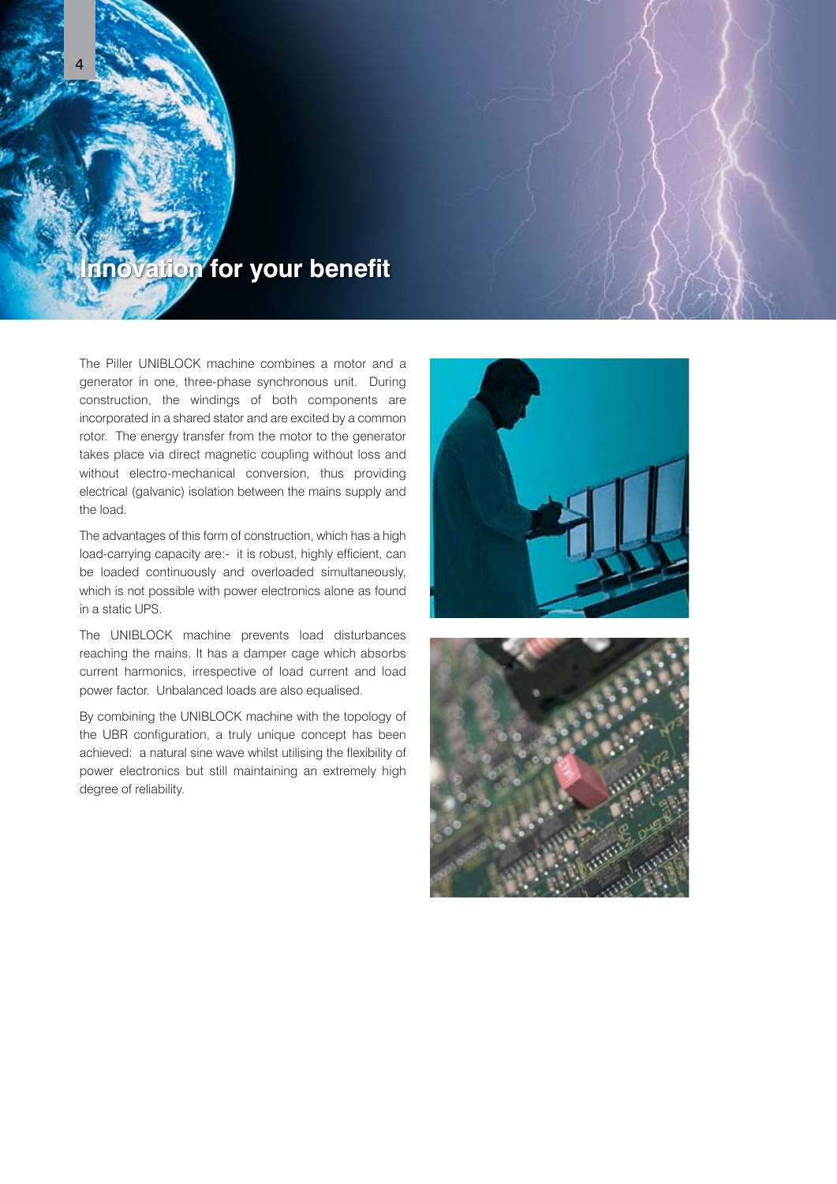# Innovation for your benefit

The Piller UNIBLOCK machine combines a motor and a generator in one, three-phase synchronous unit. During construction, the windings of both components are incorporated in a shared stator and are excited by a common rotor. The energy transfer from the motor to the generator takes place via direct magnetic coupling without loss and without electro-mechanical conversion, thus providing electrical (galvanic) isolation between the mains supply and the load.

The advantages of this form of construction, which has a high load-carrying capacity are:- it is robust, highly efficient, can be loaded continuously and overloaded simultaneously, which is not possible with power electronics alone as found in a static UPS.

The UNIBLOCK machine prevents load disturbances reaching the mains. It has a damper cage which absorbs current harmonics, irrespective of load current and load power factor. Unbalanced loads are also equalised.

By combining the UNIBLOCK machine with the topology of the UBR configuration, a truly unique concept has been achieved: a natural sine wave whilst utilising the flexibility of power electronics but still maintaining an extremely high degree of reliability.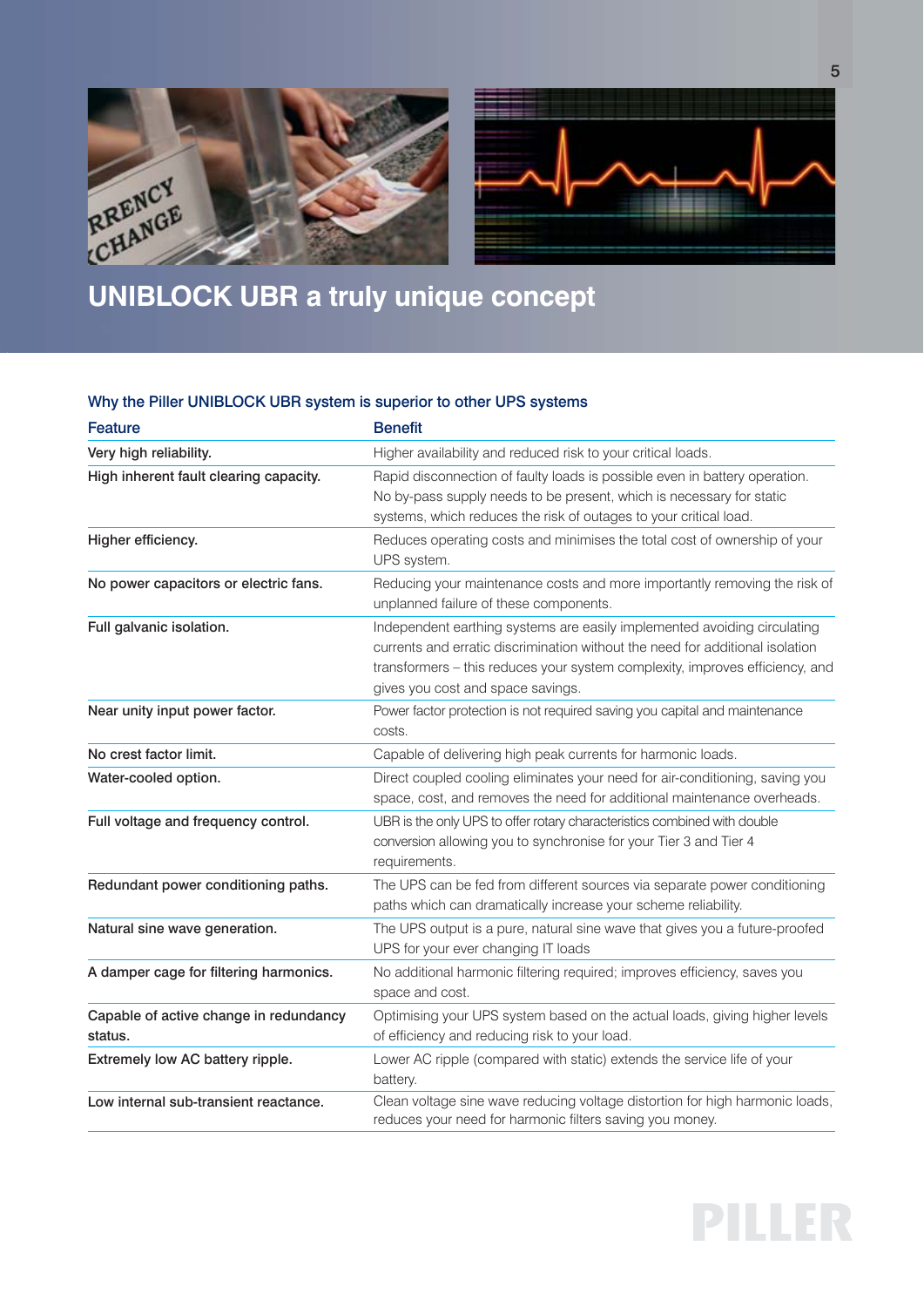# UNIBLOCK UBR a truly unique concept

## Why the Piller UNIBLOCK UBR system is superior to other UPS systems

| Feature | Benefit |
|---|---|
| Very high reliability. | Higher availability and reduced risk to your critical loads. |
| High inherent fault clearing capacity. | Rapid disconnection of faulty loads is possible even in battery operation. No by-pass supply needs to be present, which is necessary for static systems, which reduces the risk of outages to your critical load. |
| Higher efficiency. | Reduces operating costs and minimises the total cost of ownership of your UPS system. |
| No power capacitors or electric fans. | Reducing your maintenance costs and more importantly removing the risk of unplanned failure of these components. |
| Full galvanic isolation. | Independent earthing systems are easily implemented avoiding circulating currents and erratic discrimination without the need for additional isolation transformers – this reduces your system complexity, improves efficiency, and gives you cost and space savings. |
| Near unity input power factor. | Power factor protection is not required saving you capital and maintenance costs. |
| No crest factor limit. | Capable of delivering high peak currents for harmonic loads. |
| Water-cooled option. | Direct coupled cooling eliminates your need for air-conditioning, saving you space, cost, and removes the need for additional maintenance overheads. |
| Full voltage and frequency control. | UBR is the only UPS to offer rotary characteristics combined with double conversion allowing you to synchronise for your Tier 3 and Tier 4 requirements. |
| Redundant power conditioning paths. | The UPS can be fed from different sources via separate power conditioning paths which can dramatically increase your scheme reliability. |
| Natural sine wave generation. | The UPS output is a pure, natural sine wave that gives you a future-proofed UPS for your ever changing IT loads |
| A damper cage for filtering harmonics. | No additional harmonic filtering required; improves efficiency, saves you space and cost. |
| Capable of active change in redundancy status. | Optimising your UPS system based on the actual loads, giving higher levels of efficiency and reducing risk to your load. |
| Extremely low AC battery ripple. | Lower AC ripple (compared with static) extends the service life of your battery. |
| Low internal sub-transient reactance. | Clean voltage sine wave reducing voltage distortion for high harmonic loads, reduces your need for harmonic filters saving you money. |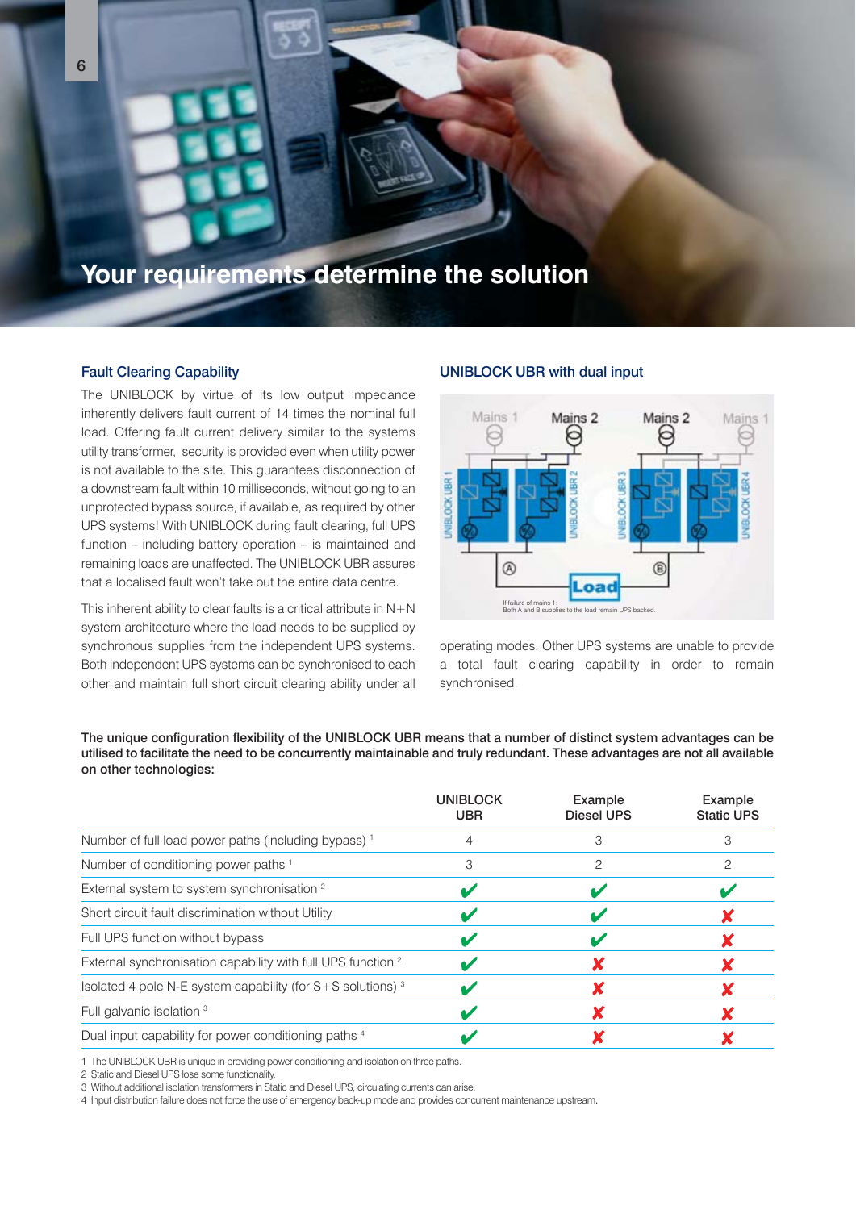# Your requirements determine the solution

## Fault Clearing Capability

The UNIBLOCK by virtue of its low output impedance inherently delivers fault current of 14 times the nominal full load. Offering fault current delivery similar to the systems utility transformer, security is provided even when utility power is not available to the site. This guarantees disconnection of a downstream fault within 10 milliseconds, without going to an unprotected bypass source, if available, as required by other UPS systems! With UNIBLOCK during fault clearing, full UPS function – including battery operation – is maintained and remaining loads are unaffected. The UNIBLOCK UBR assures that a localised fault won't take out the entire data centre.

This inherent ability to clear faults is a critical attribute in N+N system architecture where the load needs to be supplied by synchronous supplies from the independent UPS systems. Both independent UPS systems can be synchronised to each other and maintain full short circuit clearing ability under all operating modes. Other UPS systems are unable to provide a total fault clearing capability in order to remain synchronised.

## UNIBLOCK UBR with dual input

Mains 1 | Mains 2 | Mains 2 | Mains 1

UNIBLOCK UBR 1 | UNIBLOCK UBR 2 | UNIBLOCK UBR 3 | UNIBLOCK UBR 4

Ⓐ Load Ⓑ

If failure of mains 1:
Both A and B supplies to the load remain UPS backed.

**The unique configuration flexibility of the UNIBLOCK UBR means that a number of distinct system advantages can be utilised to facilitate the need to be concurrently maintainable and truly redundant. These advantages are not all available on other technologies:**

| | UNIBLOCK UBR | Example Diesel UPS | Example Static UPS |
|---|---|---|---|
| Number of full load power paths (including bypass) [1] | 4 | 3 | 3 |
| Number of conditioning power paths [1] | 3 | 2 | 2 |
| External system to system synchronisation [2] | ✔ | ✔ | ✔ |
| Short circuit fault discrimination without Utility | ✔ | ✔ | ✘ |
| Full UPS function without bypass | ✔ | ✔ | ✘ |
| External synchronisation capability with full UPS function [2] | ✔ | ✘ | ✘ |
| Isolated 4 pole N-E system capability (for S+S solutions) [3] | ✔ | ✘ | ✘ |
| Full galvanic isolation [3] | ✔ | ✘ | ✘ |
| Dual input capability for power conditioning paths [4] | ✔ | ✘ | ✘ |

1 The UNIBLOCK UBR is unique in providing power conditioning and isolation on three paths.
2 Static and Diesel UPS lose some functionality.
3 Without additional isolation transformers in Static and Diesel UPS, circulating currents can arise.
4 Input distribution failure does not force the use of emergency back-up mode and provides concurrent maintenance upstream.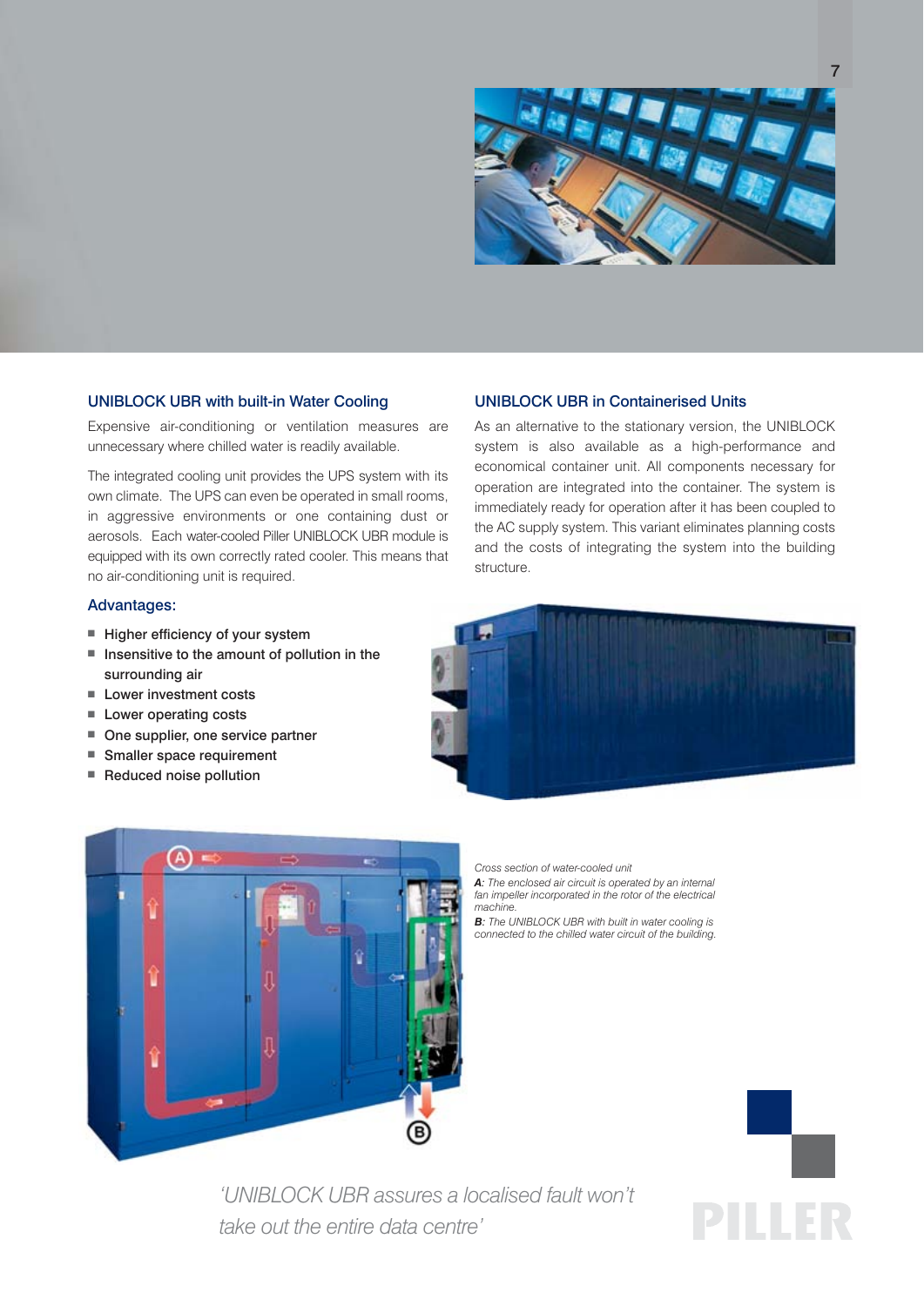## UNIBLOCK UBR with built-in Water Cooling

Expensive air-conditioning or ventilation measures are unnecessary where chilled water is readily available.

The integrated cooling unit provides the UPS system with its own climate. The UPS can even be operated in small rooms, in aggressive environments or one containing dust or aerosols. Each water-cooled Piller UNIBLOCK UBR module is equipped with its own correctly rated cooler. This means that no air-conditioning unit is required.

### Advantages:

- Higher efficiency of your system
- Insensitive to the amount of pollution in the surrounding air
- Lower investment costs
- Lower operating costs
- One supplier, one service partner
- Smaller space requirement
- Reduced noise pollution

## UNIBLOCK UBR in Containerised Units

As an alternative to the stationary version, the UNIBLOCK system is also available as a high-performance and economical container unit. All components necessary for operation are integrated into the container. The system is immediately ready for operation after it has been coupled to the AC supply system. This variant eliminates planning costs and the costs of integrating the system into the building structure.

*Cross section of water-cooled unit*

***A:*** *The enclosed air circuit is operated by an internal fan impeller incorporated in the rotor of the electrical machine.*

***B:*** *The UNIBLOCK UBR with built in water cooling is connected to the chilled water circuit of the building.*

*'UNIBLOCK UBR assures a localised fault won't take out the entire data centre'*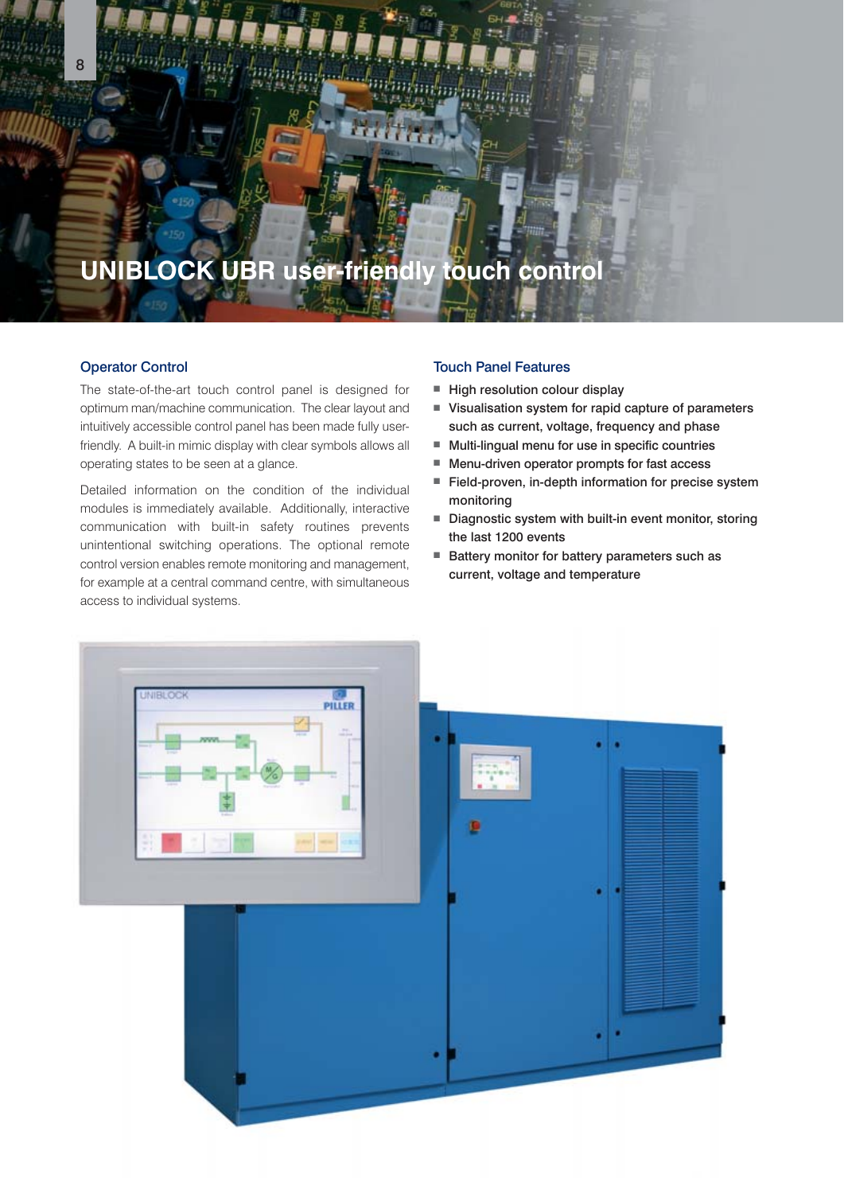# UNIBLOCK UBR user-friendly touch control

## Operator Control

The state-of-the-art touch control panel is designed for optimum man/machine communication. The clear layout and intuitively accessible control panel has been made fully user-friendly. A built-in mimic display with clear symbols allows all operating states to be seen at a glance.

Detailed information on the condition of the individual modules is immediately available. Additionally, interactive communication with built-in safety routines prevents unintentional switching operations. The optional remote control version enables remote monitoring and management, for example at a central command centre, with simultaneous access to individual systems.

## Touch Panel Features

- High resolution colour display
- Visualisation system for rapid capture of parameters such as current, voltage, frequency and phase
- Multi-lingual menu for use in specific countries
- Menu-driven operator prompts for fast access
- Field-proven, in-depth information for precise system monitoring
- Diagnostic system with built-in event monitor, storing the last 1200 events
- Battery monitor for battery parameters such as current, voltage and temperature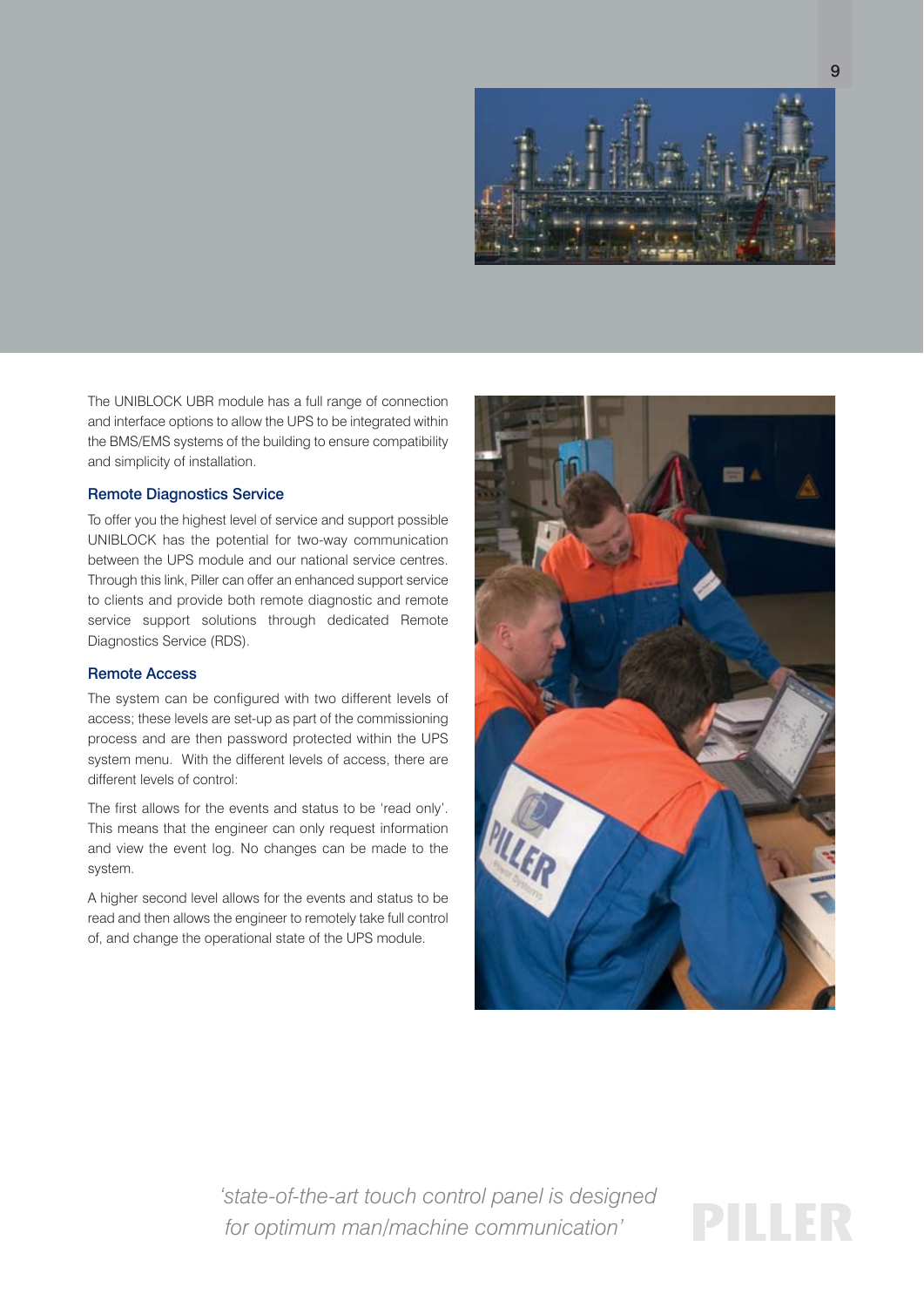The UNIBLOCK UBR module has a full range of connection and interface options to allow the UPS to be integrated within the BMS/EMS systems of the building to ensure compatibility and simplicity of installation.

### Remote Diagnostics Service

To offer you the highest level of service and support possible UNIBLOCK has the potential for two-way communication between the UPS module and our national service centres. Through this link, Piller can offer an enhanced support service to clients and provide both remote diagnostic and remote service support solutions through dedicated Remote Diagnostics Service (RDS).

### Remote Access

The system can be configured with two different levels of access; these levels are set-up as part of the commissioning process and are then password protected within the UPS system menu. With the different levels of access, there are different levels of control:

The first allows for the events and status to be 'read only'. This means that the engineer can only request information and view the event log. No changes can be made to the system.

A higher second level allows for the events and status to be read and then allows the engineer to remotely take full control of, and change the operational state of the UPS module.

*'state-of-the-art touch control panel is designed for optimum man/machine communication'*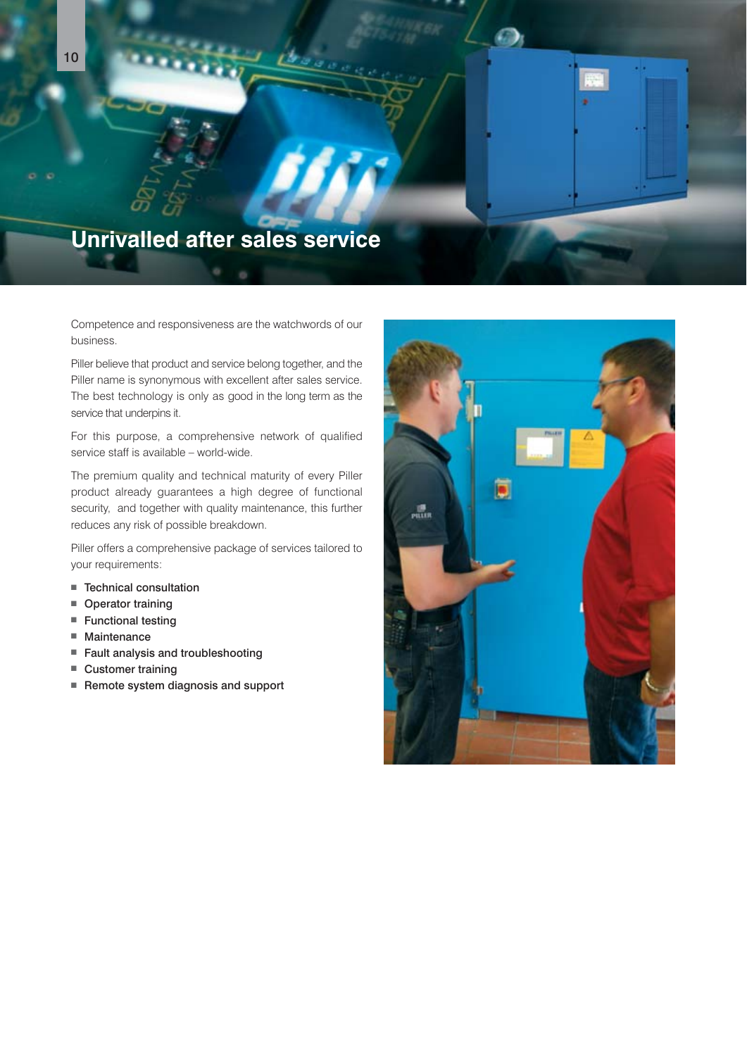# Unrivalled after sales service

Competence and responsiveness are the watchwords of our business.

Piller believe that product and service belong together, and the Piller name is synonymous with excellent after sales service. The best technology is only as good in the long term as the service that underpins it.

For this purpose, a comprehensive network of qualified service staff is available – world-wide.

The premium quality and technical maturity of every Piller product already guarantees a high degree of functional security, and together with quality maintenance, this further reduces any risk of possible breakdown.

Piller offers a comprehensive package of services tailored to your requirements:

- Technical consultation
- Operator training
- Functional testing
- Maintenance
- Fault analysis and troubleshooting
- Customer training
- Remote system diagnosis and support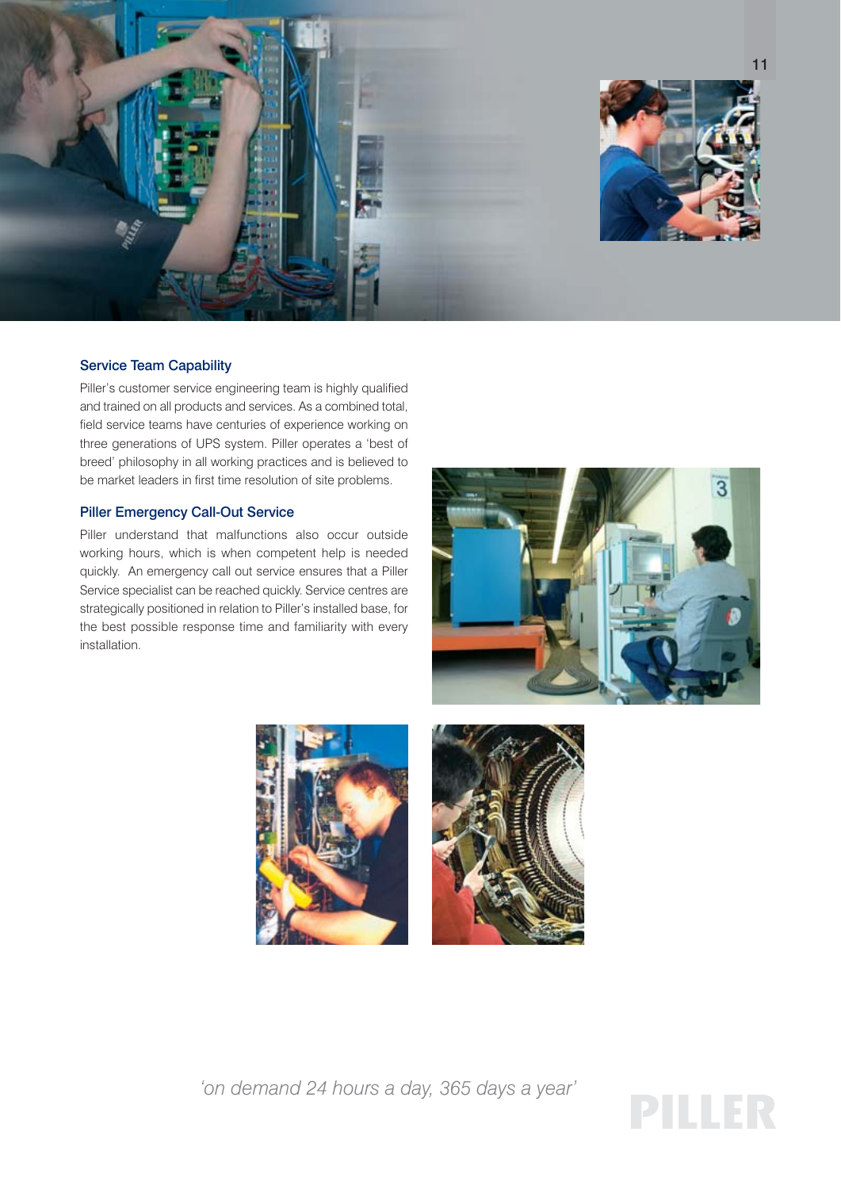## Service Team Capability

Piller's customer service engineering team is highly qualified and trained on all products and services. As a combined total, field service teams have centuries of experience working on three generations of UPS system. Piller operates a 'best of breed' philosophy in all working practices and is believed to be market leaders in first time resolution of site problems.

## Piller Emergency Call-Out Service

Piller understand that malfunctions also occur outside working hours, which is when competent help is needed quickly. An emergency call out service ensures that a Piller Service specialist can be reached quickly. Service centres are strategically positioned in relation to Piller's installed base, for the best possible response time and familiarity with every installation.

*'on demand 24 hours a day, 365 days a year'*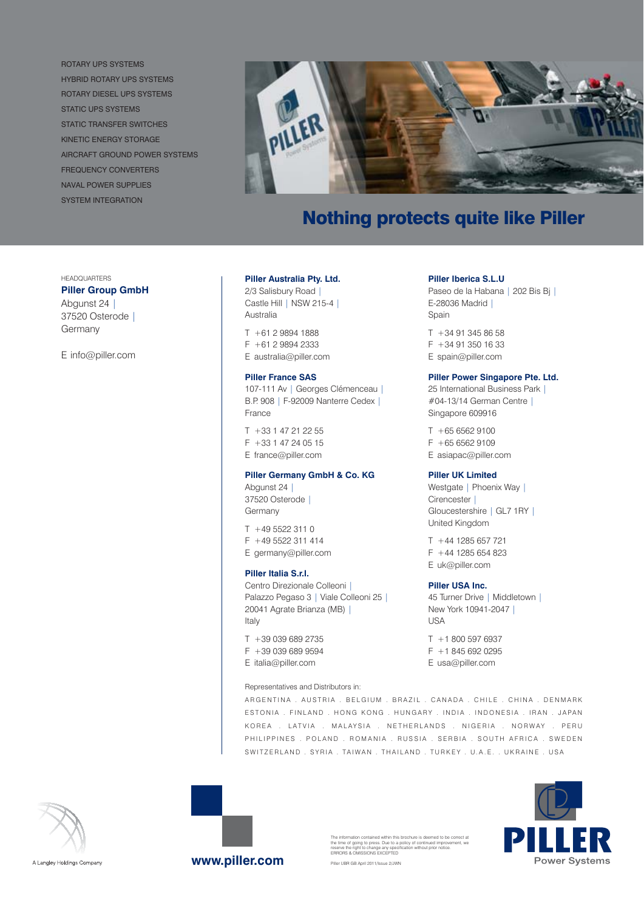ROTARY UPS SYSTEMS
HYBRID ROTARY UPS SYSTEMS
ROTARY DIESEL UPS SYSTEMS
STATIC UPS SYSTEMS
STATIC TRANSFER SWITCHES
KINETIC ENERGY STORAGE
AIRCRAFT GROUND POWER SYSTEMS
FREQUENCY CONVERTERS
NAVAL POWER SUPPLIES
SYSTEM INTEGRATION

# Nothing protects quite like Piller

HEADQUARTERS

**Piller Group GmbH**
Abgunst 24 |
37520 Osterode |
Germany

E info@piller.com

**Piller Australia Pty. Ltd.**
2/3 Salisbury Road |
Castle Hill | NSW 215-4 |
Australia

T +61 2 9894 1888
F +61 2 9894 2333
E australia@piller.com

**Piller France SAS**
107-111 Av | Georges Clémenceau |
B.P. 908 | F-92009 Nanterre Cedex |
France

T +33 1 47 21 22 55
F +33 1 47 24 05 15
E france@piller.com

**Piller Germany GmbH & Co. KG**
Abgunst 24 |
37520 Osterode |
Germany

T +49 5522 311 0
F +49 5522 311 414
E germany@piller.com

**Piller Italia S.r.l.**
Centro Direzionale Colleoni |
Palazzo Pegaso 3 | Viale Colleoni 25 |
20041 Agrate Brianza (MB) |
Italy

T +39 039 689 2735
F +39 039 689 9594
E italia@piller.com

**Piller Iberica S.L.U**
Paseo de la Habana | 202 Bis Bj |
E-28036 Madrid |
Spain

T +34 91 345 86 58
F +34 91 350 16 33
E spain@piller.com

**Piller Power Singapore Pte. Ltd.**
25 International Business Park |
#04-13/14 German Centre |
Singapore 609916

T +65 6562 9100
F +65 6562 9109
E asiapac@piller.com

**Piller UK Limited**
Westgate | Phoenix Way |
Cirencester |
Gloucestershire | GL7 1RY |
United Kingdom

T +44 1285 657 721
F +44 1285 654 823
E uk@piller.com

**Piller USA Inc.**
45 Turner Drive | Middletown |
New York 10941-2047 |
USA

T +1 800 597 6937
F +1 845 692 0295
E usa@piller.com

Representatives and Distributors in:

ARGENTINA . AUSTRIA . BELGIUM . BRAZIL . CANADA . CHILE . CHINA . DENMARK
ESTONIA . FINLAND . HONG KONG . HUNGARY . INDIA . INDONESIA . IRAN . JAPAN
KOREA . LATVIA . MALAYSIA . NETHERLANDS . NIGERIA . NORWAY . PERU
PHILIPPINES . POLAND . ROMANIA . RUSSIA . SERBIA . SOUTH AFRICA . SWEDEN
SWITZERLAND . SYRIA . TAIWAN . THAILAND . TURKEY . U.A.E. . UKRAINE . USA

A Langley Holdings Company

**www.piller.com**

The information contained within this brochure is deemed to be correct at the time of going to press. Due to a policy of continued improvement, we reserve the right to change any specification without prior notice.
ERRORS & OMISSIONS EXCEPTED

Piller UBR GB April 2011/Issue 2/JWN

PILLER
Power Systems